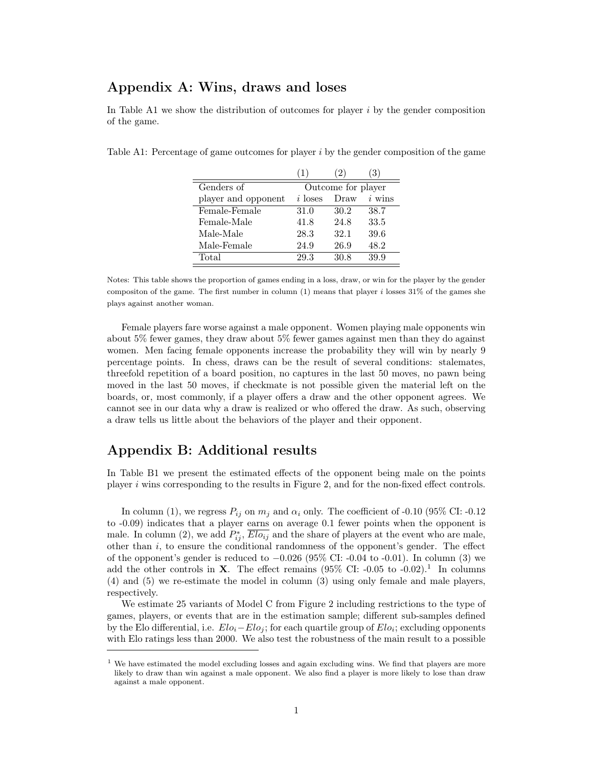## Appendix A: Wins, draws and loses

In Table A1 we show the distribution of outcomes for player $i$ by the gender composition of the game.

Table A1: Percentage of game outcomes for player $i$ by the gender composition of the game

| | (1) | (2) | (3) |
|---|---|---|---|
| Genders of | Outcome for player | | |
| player and opponent | $i$ loses | Draw | $i$ wins |
| Female-Female | 31.0 | 30.2 | 38.7 |
| Female-Male | 41.8 | 24.8 | 33.5 |
| Male-Male | 28.3 | 32.1 | 39.6 |
| Male-Female | 24.9 | 26.9 | 48.2 |
| Total | 29.3 | 30.8 | 39.9 |

Notes: This table shows the proportion of games ending in a loss, draw, or win for the player by the gender compositon of the game. The first number in column (1) means that player $i$ losses 31% of the games she plays against another woman.

Female players fare worse against a male opponent. Women playing male opponents win about 5% fewer games, they draw about 5% fewer games against men than they do against women. Men facing female opponents increase the probability they will win by nearly 9 percentage points. In chess, draws can be the result of several conditions: stalemates, threefold repetition of a board position, no captures in the last 50 moves, no pawn being moved in the last 50 moves, if checkmate is not possible given the material left on the boards, or, most commonly, if a player offers a draw and the other opponent agrees. We cannot see in our data why a draw is realized or who offered the draw. As such, observing a draw tells us little about the behaviors of the player and their opponent.

## Appendix B: Additional results

In Table B1 we present the estimated effects of the opponent being male on the points player $i$ wins corresponding to the results in Figure 2, and for the non-fixed effect controls.

In column (1), we regress $P_{ij}$ on $m_j$ and $\alpha_i$ only. The coefficient of -0.10 (95% CI: -0.12 to -0.09) indicates that a player earns on average 0.1 fewer points when the opponent is male. In column (2), we add $P^*_{ij}$, $\overline{Elo_{ij}}$ and the share of players at the event who are male, other than $i$, to ensure the conditional randomness of the opponent's gender. The effect of the opponent's gender is reduced to $-0.026$ (95% CI: -0.04 to -0.01). In column (3) we add the other controls in $\mathbf{X}$. The effect remains (95% CI: -0.05 to -0.02).[1] In columns (4) and (5) we re-estimate the model in column (3) using only female and male players, respectively.

We estimate 25 variants of Model C from Figure 2 including restrictions to the type of games, players, or events that are in the estimation sample; different sub-samples defined by the Elo differential, i.e. $Elo_i - Elo_j$; for each quartile group of $Elo_i$; excluding opponents with Elo ratings less than 2000. We also test the robustness of the main result to a possible

[1] We have estimated the model excluding losses and again excluding wins. We find that players are more likely to draw than win against a male opponent. We also find a player is more likely to lose than draw against a male opponent.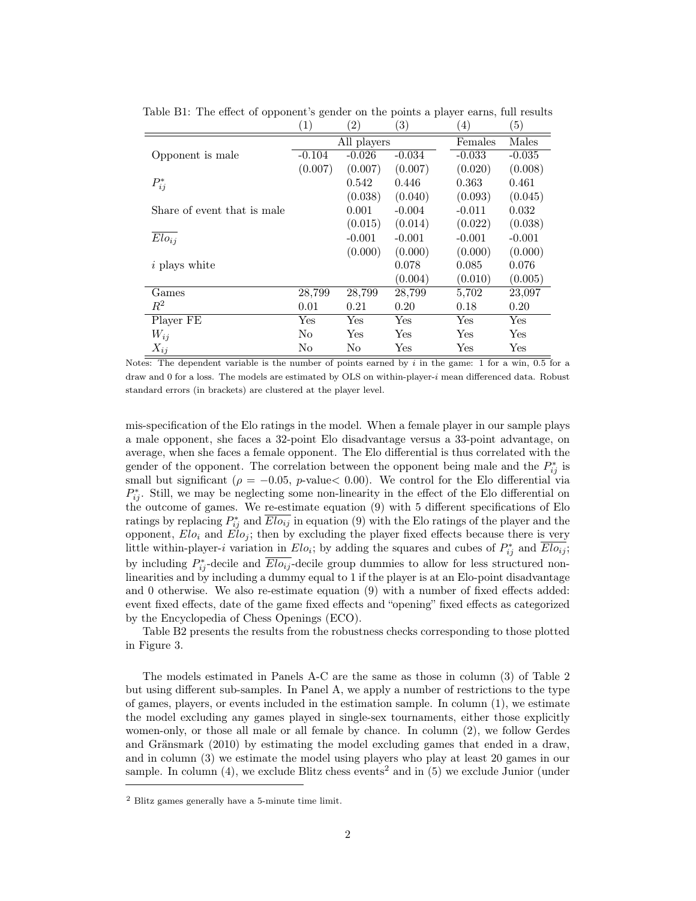Table B1: The effect of opponent's gender on the points a player earns, full results

| | (1) | (2) | (3) | (4) | (5) |
|---|---|---|---|---|---|
| | All players | | | Females | Males |
| Opponent is male | -0.104 | -0.026 | -0.034 | -0.033 | -0.035 |
| | (0.007) | (0.007) | (0.007) | (0.020) | (0.008) |
| $P^*_{ij}$ | | 0.542 | 0.446 | 0.363 | 0.461 |
| | | (0.038) | (0.040) | (0.093) | (0.045) |
| Share of event that is male | | 0.001 | -0.004 | -0.011 | 0.032 |
| | | (0.015) | (0.014) | (0.022) | (0.038) |
| $\overline{Elo_{ij}}$ | | -0.001 | -0.001 | -0.001 | -0.001 |
| | | (0.000) | (0.000) | (0.000) | (0.000) |
| $i$ plays white | | | 0.078 | 0.085 | 0.076 |
| | | | (0.004) | (0.010) | (0.005) |
| Games | 28,799 | 28,799 | 28,799 | 5,702 | 23,097 |
| $R^2$ | 0.01 | 0.21 | 0.20 | 0.18 | 0.20 |
| Player FE | Yes | Yes | Yes | Yes | Yes |
| $W_{ij}$ | No | Yes | Yes | Yes | Yes |
| $X_{ij}$ | No | No | Yes | Yes | Yes |

Notes: The dependent variable is the number of points earned by $i$ in the game: 1 for a win, 0.5 for a draw and 0 for a loss. The models are estimated by OLS on within-player-$i$ mean differenced data. Robust standard errors (in brackets) are clustered at the player level.

mis-specification of the Elo ratings in the model. When a female player in our sample plays a male opponent, she faces a 32-point Elo disadvantage versus a 33-point advantage, on average, when she faces a female opponent. The Elo differential is thus correlated with the gender of the opponent. The correlation between the opponent being male and the $P^*_{ij}$ is small but significant ($\rho = -0.05$, $p$-value$< 0.00$). We control for the Elo differential via $P^*_{ij}$. Still, we may be neglecting some non-linearity in the effect of the Elo differential on the outcome of games. We re-estimate equation (9) with 5 different specifications of Elo ratings by replacing $P^*_{ij}$ and $\overline{Elo_{ij}}$ in equation (9) with the Elo ratings of the player and the opponent, $Elo_i$ and $Elo_j$; then by excluding the player fixed effects because there is very little within-player-$i$ variation in $Elo_i$; by adding the squares and cubes of $P^*_{ij}$ and $\overline{Elo_{ij}}$; by including $P^*_{ij}$-decile and $\overline{Elo_{ij}}$-decile group dummies to allow for less structured non-linearities and by including a dummy equal to 1 if the player is at an Elo-point disadvantage and 0 otherwise. We also re-estimate equation (9) with a number of fixed effects added: event fixed effects, date of the game fixed effects and "opening" fixed effects as categorized by the Encyclopedia of Chess Openings (ECO).

Table B2 presents the results from the robustness checks corresponding to those plotted in Figure 3.

The models estimated in Panels A-C are the same as those in column (3) of Table 2 but using different sub-samples. In Panel A, we apply a number of restrictions to the type of games, players, or events included in the estimation sample. In column (1), we estimate the model excluding any games played in single-sex tournaments, either those explicitly women-only, or those all male or all female by chance. In column (2), we follow Gerdes and Gränsmark (2010) by estimating the model excluding games that ended in a draw, and in column (3) we estimate the model using players who play at least 20 games in our sample. In column (4), we exclude Blitz chess events[2] and in (5) we exclude Junior (under

[2] Blitz games generally have a 5-minute time limit.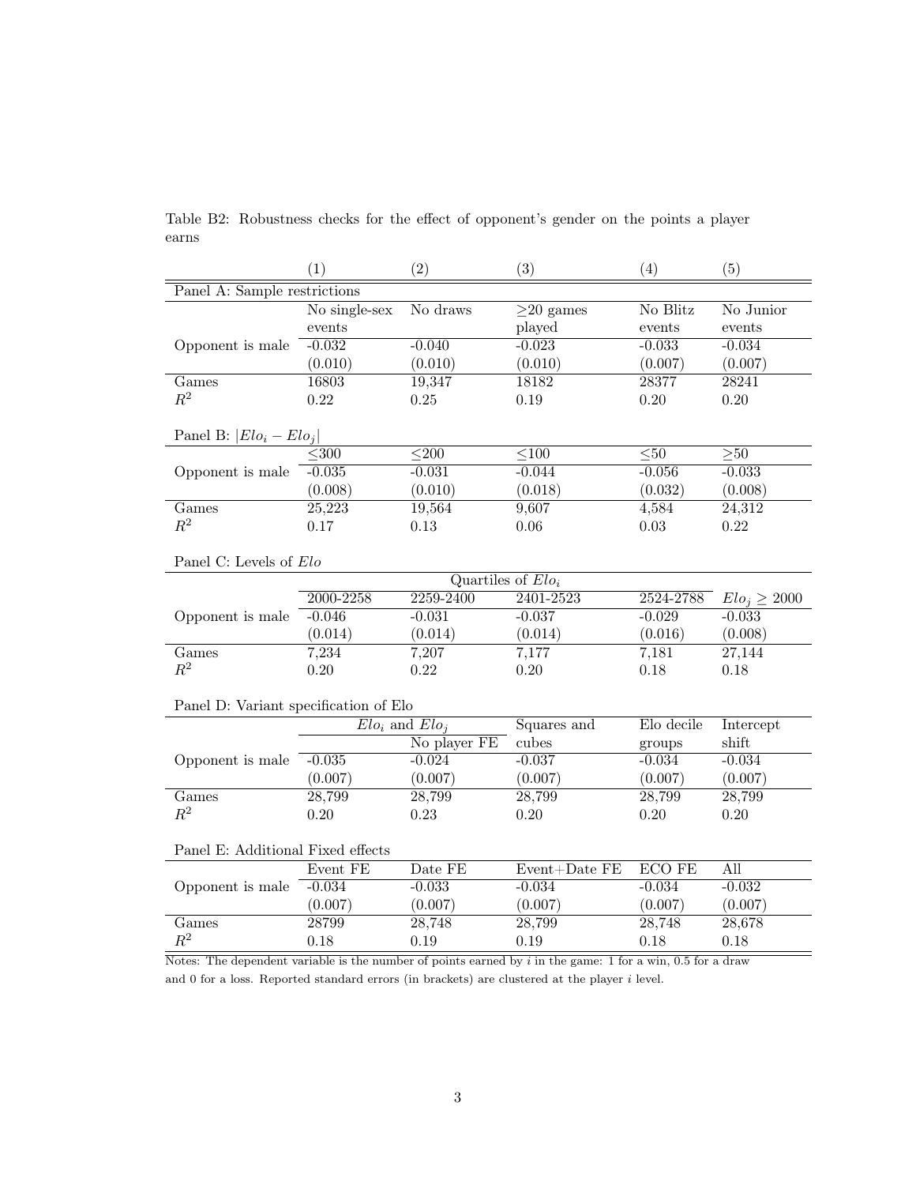Table B2: Robustness checks for the effect of opponent's gender on the points a player earns

| | (1) | (2) | (3) | (4) | (5) |
|---|---|---|---|---|---|
| Panel A: Sample restrictions | | | | | |
| | No single-sex events | No draws | $\geq$20 games played | No Blitz events | No Junior events |
| Opponent is male | -0.032 | -0.040 | -0.023 | -0.033 | -0.034 |
| | (0.010) | (0.010) | (0.010) | (0.007) | (0.007) |
| Games | 16803 | 19,347 | 18182 | 28377 | 28241 |
| $R^2$ | 0.22 | 0.25 | 0.19 | 0.20 | 0.20 |
| Panel B: $\lvert Elo_i - Elo_j \rvert$ | | | | | |
| | $\leq$300 | $\leq$200 | $\leq$100 | $\leq$50 | $\geq$50 |
| Opponent is male | -0.035 | -0.031 | -0.044 | -0.056 | -0.033 |
| | (0.008) | (0.010) | (0.018) | (0.032) | (0.008) |
| Games | 25,223 | 19,564 | 9,607 | 4,584 | 24,312 |
| $R^2$ | 0.17 | 0.13 | 0.06 | 0.03 | 0.22 |
| Panel C: Levels of $Elo$ | | | | | |
| | Quartiles of $Elo_i$ | | | | |
| | 2000-2258 | 2259-2400 | 2401-2523 | 2524-2788 | $Elo_j \geq 2000$ |
| Opponent is male | -0.046 | -0.031 | -0.037 | -0.029 | -0.033 |
| | (0.014) | (0.014) | (0.014) | (0.016) | (0.008) |
| Games | 7,234 | 7,207 | 7,177 | 7,181 | 27,144 |
| $R^2$ | 0.20 | 0.22 | 0.20 | 0.18 | 0.18 |
| Panel D: Variant specification of Elo | | | | | |
| | $Elo_i$ and $Elo_j$ | | Squares and cubes | Elo decile groups | Intercept shift |
| | | No player FE | | | |
| Opponent is male | -0.035 | -0.024 | -0.037 | -0.034 | -0.034 |
| | (0.007) | (0.007) | (0.007) | (0.007) | (0.007) |
| Games | 28,799 | 28,799 | 28,799 | 28,799 | 28,799 |
| $R^2$ | 0.20 | 0.23 | 0.20 | 0.20 | 0.20 |
| Panel E: Additional Fixed effects | | | | | |
| | Event FE | Date FE | Event+Date FE | ECO FE | All |
| Opponent is male | -0.034 | -0.033 | -0.034 | -0.034 | -0.032 |
| | (0.007) | (0.007) | (0.007) | (0.007) | (0.007) |
| Games | 28799 | 28,748 | 28,799 | 28,748 | 28,678 |
| $R^2$ | 0.18 | 0.19 | 0.19 | 0.18 | 0.18 |

Notes: The dependent variable is the number of points earned by $i$ in the game: 1 for a win, 0.5 for a draw and 0 for a loss. Reported standard errors (in brackets) are clustered at the player $i$ level.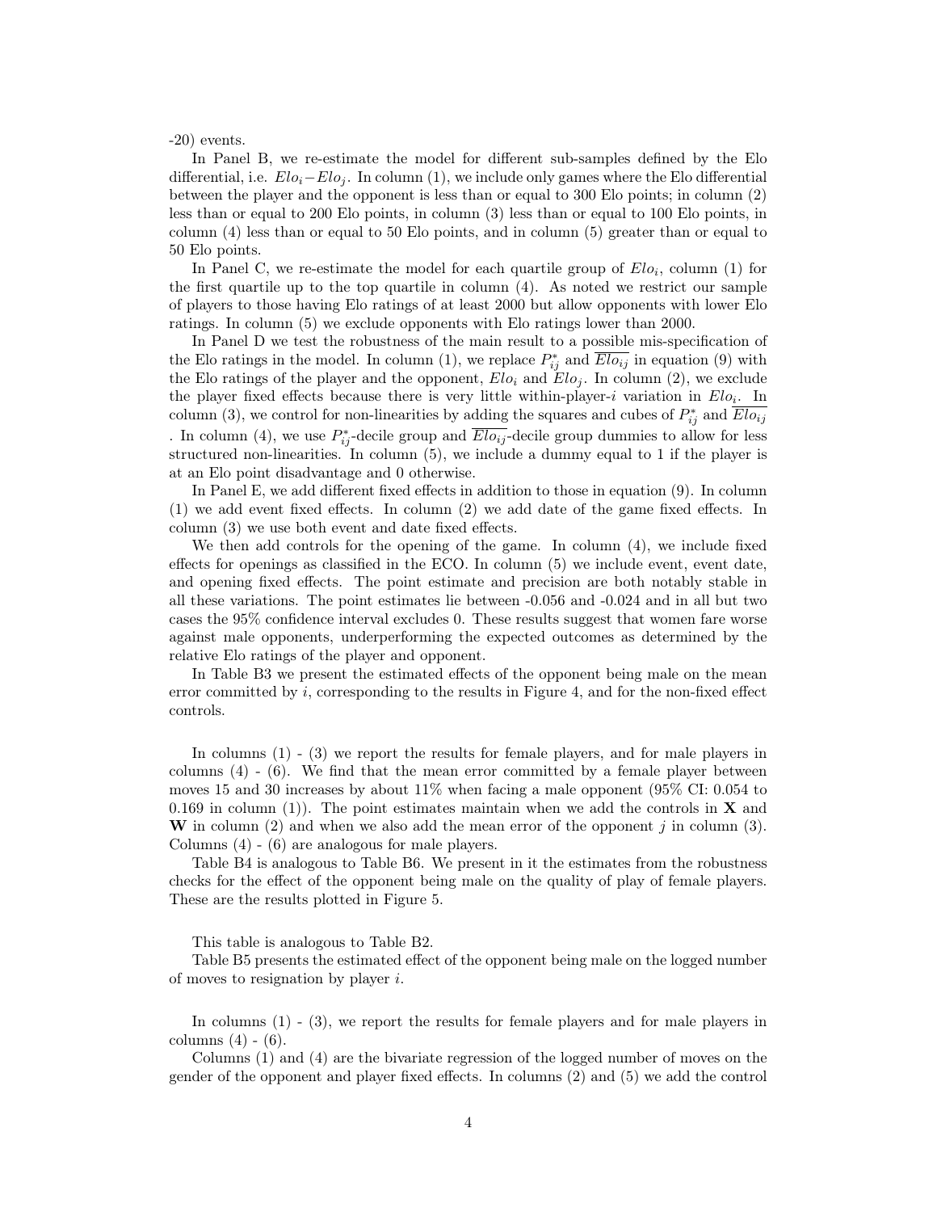-20) events.

In Panel B, we re-estimate the model for different sub-samples defined by the Elo differential, i.e. $Elo_i - Elo_j$. In column (1), we include only games where the Elo differential between the player and the opponent is less than or equal to 300 Elo points; in column (2) less than or equal to 200 Elo points, in column (3) less than or equal to 100 Elo points, in column (4) less than or equal to 50 Elo points, and in column (5) greater than or equal to 50 Elo points.

In Panel C, we re-estimate the model for each quartile group of $Elo_i$, column (1) for the first quartile up to the top quartile in column (4). As noted we restrict our sample of players to those having Elo ratings of at least 2000 but allow opponents with lower Elo ratings. In column (5) we exclude opponents with Elo ratings lower than 2000.

In Panel D we test the robustness of the main result to a possible mis-specification of the Elo ratings in the model. In column (1), we replace $P^*_{ij}$ and $\overline{Elo_{ij}}$ in equation (9) with the Elo ratings of the player and the opponent, $Elo_i$ and $Elo_j$. In column (2), we exclude the player fixed effects because there is very little within-player-$i$ variation in $Elo_i$. In column (3), we control for non-linearities by adding the squares and cubes of $P^*_{ij}$ and $\overline{Elo_{ij}}$ . In column (4), we use $P^*_{ij}$-decile group and $\overline{Elo_{ij}}$-decile group dummies to allow for less structured non-linearities. In column (5), we include a dummy equal to 1 if the player is at an Elo point disadvantage and 0 otherwise.

In Panel E, we add different fixed effects in addition to those in equation (9). In column (1) we add event fixed effects. In column (2) we add date of the game fixed effects. In column (3) we use both event and date fixed effects.

We then add controls for the opening of the game. In column (4), we include fixed effects for openings as classified in the ECO. In column (5) we include event, event date, and opening fixed effects. The point estimate and precision are both notably stable in all these variations. The point estimates lie between -0.056 and -0.024 and in all but two cases the 95% confidence interval excludes 0. These results suggest that women fare worse against male opponents, underperforming the expected outcomes as determined by the relative Elo ratings of the player and opponent.

In Table B3 we present the estimated effects of the opponent being male on the mean error committed by $i$, corresponding to the results in Figure 4, and for the non-fixed effect controls.

In columns (1) - (3) we report the results for female players, and for male players in columns (4) - (6). We find that the mean error committed by a female player between moves 15 and 30 increases by about 11% when facing a male opponent (95% CI: 0.054 to 0.169 in column (1)). The point estimates maintain when we add the controls in $\mathbf{X}$ and $\mathbf{W}$ in column (2) and when we also add the mean error of the opponent $j$ in column (3). Columns (4) - (6) are analogous for male players.

Table B4 is analogous to Table B6. We present in it the estimates from the robustness checks for the effect of the opponent being male on the quality of play of female players. These are the results plotted in Figure 5.

This table is analogous to Table B2.

Table B5 presents the estimated effect of the opponent being male on the logged number of moves to resignation by player $i$.

In columns (1) - (3), we report the results for female players and for male players in columns (4) - (6).

Columns (1) and (4) are the bivariate regression of the logged number of moves on the gender of the opponent and player fixed effects. In columns (2) and (5) we add the control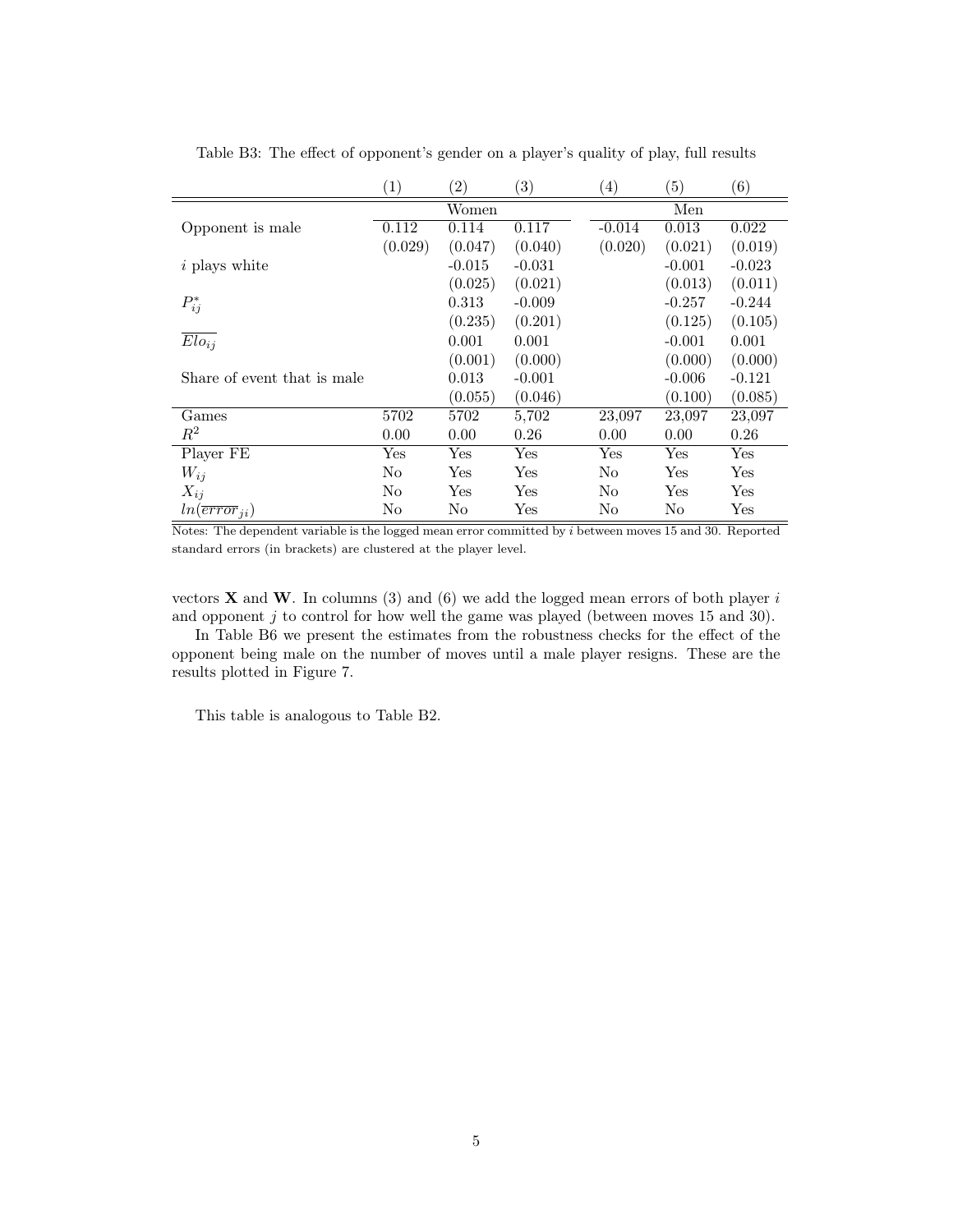Table B3: The effect of opponent's gender on a player's quality of play, full results

| | (1) | (2) | (3) | (4) | (5) | (6) |
|---|---|---|---|---|---|---|
| | Women | | | Men | | |
| Opponent is male | 0.112 | 0.114 | 0.117 | -0.014 | 0.013 | 0.022 |
| | (0.029) | (0.047) | (0.040) | (0.020) | (0.021) | (0.019) |
| $i$ plays white | | -0.015 | -0.031 | | -0.001 | -0.023 |
| | | (0.025) | (0.021) | | (0.013) | (0.011) |
| $P^{*}_{ij}$ | | 0.313 | -0.009 | | -0.257 | -0.244 |
| | | (0.235) | (0.201) | | (0.125) | (0.105) |
| $\overline{Elo_{ij}}$ | | 0.001 | 0.001 | | -0.001 | 0.001 |
| | | (0.001) | (0.000) | | (0.000) | (0.000) |
| Share of event that is male | | 0.013 | -0.001 | | -0.006 | -0.121 |
| | | (0.055) | (0.046) | | (0.100) | (0.085) |
| Games | 5702 | 5702 | 5,702 | 23,097 | 23,097 | 23,097 |
| $R^2$ | 0.00 | 0.00 | 0.26 | 0.00 | 0.00 | 0.26 |
| Player FE | Yes | Yes | Yes | Yes | Yes | Yes |
| $W_{ij}$ | No | Yes | Yes | No | Yes | Yes |
| $X_{ij}$ | No | Yes | Yes | No | Yes | Yes |
| $ln(\overline{error}_{ji})$ | No | No | Yes | No | No | Yes |

Notes: The dependent variable is the logged mean error committed by $i$ between moves 15 and 30. Reported standard errors (in brackets) are clustered at the player level.

vectors $\mathbf{X}$ and $\mathbf{W}$. In columns (3) and (6) we add the logged mean errors of both player $i$ and opponent $j$ to control for how well the game was played (between moves 15 and 30).

In Table B6 we present the estimates from the robustness checks for the effect of the opponent being male on the number of moves until a male player resigns. These are the results plotted in Figure 7.

This table is analogous to Table B2.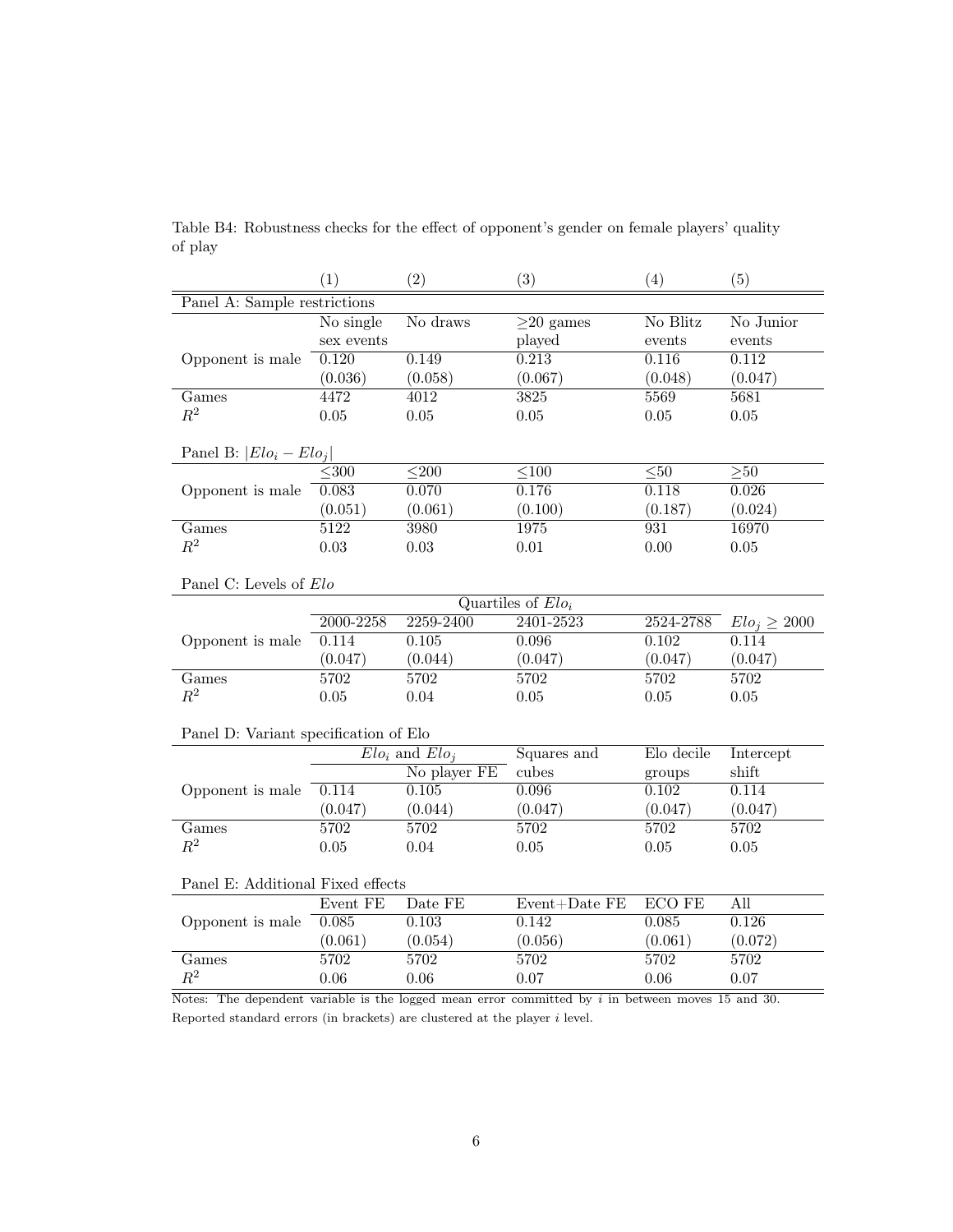Table B4: Robustness checks for the effect of opponent's gender on female players' quality of play

| | (1) | (2) | (3) | (4) | (5) |
|---|---|---|---|---|---|
| **Panel A: Sample restrictions** | | | | | |
| | No single sex events | No draws | ≥20 games played | No Blitz events | No Junior events |
| Opponent is male | 0.120 | 0.149 | 0.213 | 0.116 | 0.112 |
| | (0.036) | (0.058) | (0.067) | (0.048) | (0.047) |
| Games | 4472 | 4012 | 3825 | 5569 | 5681 |
| $R^2$ | 0.05 | 0.05 | 0.05 | 0.05 | 0.05 |
| **Panel B: $\lvert Elo_i - Elo_j \rvert$** | | | | | |
| | ≤300 | ≤200 | ≤100 | ≤50 | ≥50 |
| Opponent is male | 0.083 | 0.070 | 0.176 | 0.118 | 0.026 |
| | (0.051) | (0.061) | (0.100) | (0.187) | (0.024) |
| Games | 5122 | 3980 | 1975 | 931 | 16970 |
| $R^2$ | 0.03 | 0.03 | 0.01 | 0.00 | 0.05 |
| **Panel C: Levels of $Elo$** | | | | | |
| | Quartiles of $Elo_i$ | | | | |
| | 2000-2258 | 2259-2400 | 2401-2523 | 2524-2788 | $Elo_j \geq 2000$ |
| Opponent is male | 0.114 | 0.105 | 0.096 | 0.102 | 0.114 |
| | (0.047) | (0.044) | (0.047) | (0.047) | (0.047) |
| Games | 5702 | 5702 | 5702 | 5702 | 5702 |
| $R^2$ | 0.05 | 0.04 | 0.05 | 0.05 | 0.05 |
| **Panel D: Variant specification of Elo** | | | | | |
| | $Elo_i$ and $Elo_j$ | | Squares and cubes | Elo decile groups | Intercept shift |
| | | No player FE | | | |
| Opponent is male | 0.114 | 0.105 | 0.096 | 0.102 | 0.114 |
| | (0.047) | (0.044) | (0.047) | (0.047) | (0.047) |
| Games | 5702 | 5702 | 5702 | 5702 | 5702 |
| $R^2$ | 0.05 | 0.04 | 0.05 | 0.05 | 0.05 |
| **Panel E: Additional Fixed effects** | | | | | |
| | Event FE | Date FE | Event+Date FE | ECO FE | All |
| Opponent is male | 0.085 | 0.103 | 0.142 | 0.085 | 0.126 |
| | (0.061) | (0.054) | (0.056) | (0.061) | (0.072) |
| Games | 5702 | 5702 | 5702 | 5702 | 5702 |
| $R^2$ | 0.06 | 0.06 | 0.07 | 0.06 | 0.07 |

Notes: The dependent variable is the logged mean error committed by $i$ in between moves 15 and 30. Reported standard errors (in brackets) are clustered at the player $i$ level.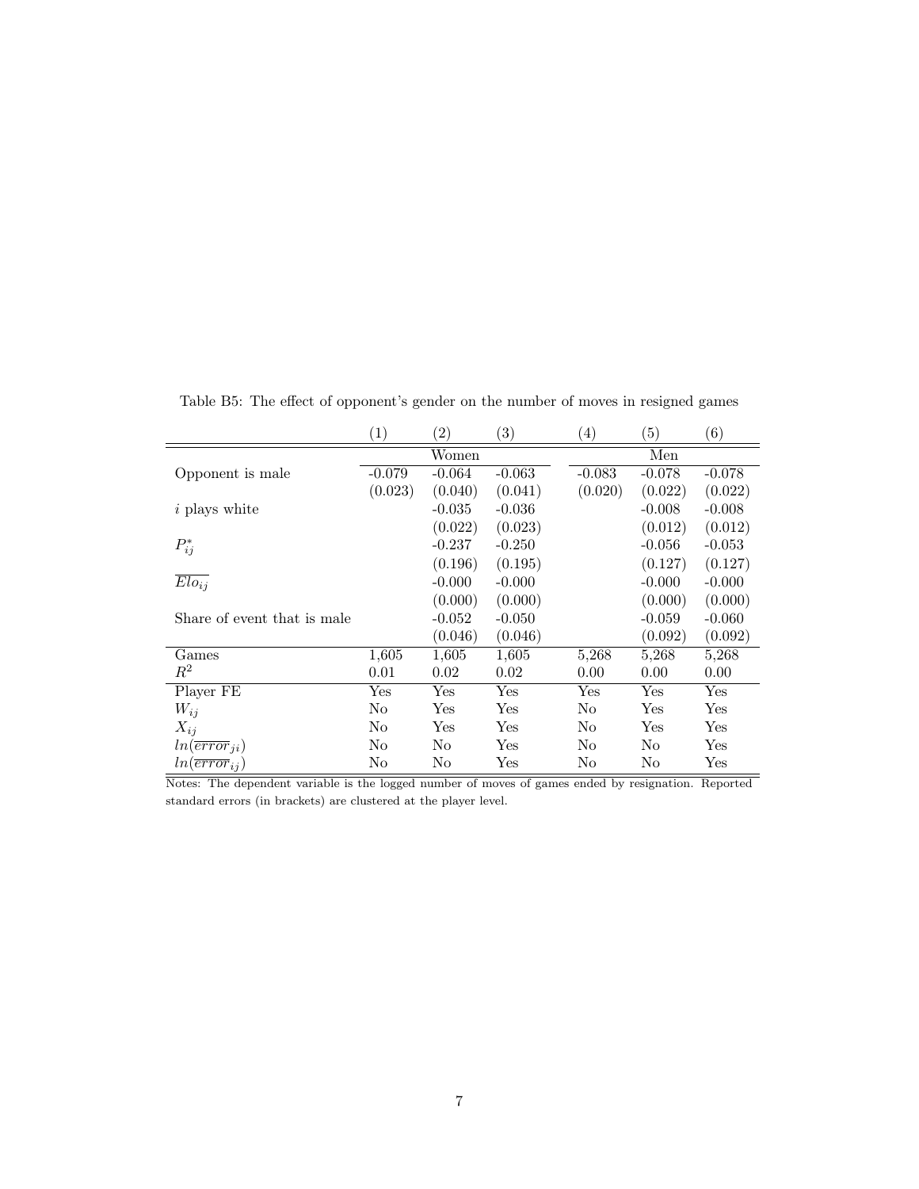Table B5: The effect of opponent's gender on the number of moves in resigned games

| | (1) | (2) | (3) | (4) | (5) | (6) |
|---|---|---|---|---|---|---|
| | Women | | | Men | | |
| Opponent is male | -0.079 | -0.064 | -0.063 | -0.083 | -0.078 | -0.078 |
| | (0.023) | (0.040) | (0.041) | (0.020) | (0.022) | (0.022) |
| $i$ plays white | | -0.035 | -0.036 | | -0.008 | -0.008 |
| | | (0.022) | (0.023) | | (0.012) | (0.012) |
| $P^*_{ij}$ | | -0.237 | -0.250 | | -0.056 | -0.053 |
| | | (0.196) | (0.195) | | (0.127) | (0.127) |
| $\overline{Elo_{ij}}$ | | -0.000 | -0.000 | | -0.000 | -0.000 |
| | | (0.000) | (0.000) | | (0.000) | (0.000) |
| Share of event that is male | | -0.052 | -0.050 | | -0.059 | -0.060 |
| | | (0.046) | (0.046) | | (0.092) | (0.092) |
| Games | 1,605 | 1,605 | 1,605 | 5,268 | 5,268 | 5,268 |
| $R^2$ | 0.01 | 0.02 | 0.02 | 0.00 | 0.00 | 0.00 |
| Player FE | Yes | Yes | Yes | Yes | Yes | Yes |
| $W_{ij}$ | No | Yes | Yes | No | Yes | Yes |
| $X_{ij}$ | No | Yes | Yes | No | Yes | Yes |
| $ln(\overline{error}_{ji})$ | No | No | Yes | No | No | Yes |
| $ln(\overline{error}_{ij})$ | No | No | Yes | No | No | Yes |

Notes: The dependent variable is the logged number of moves of games ended by resignation. Reported standard errors (in brackets) are clustered at the player level.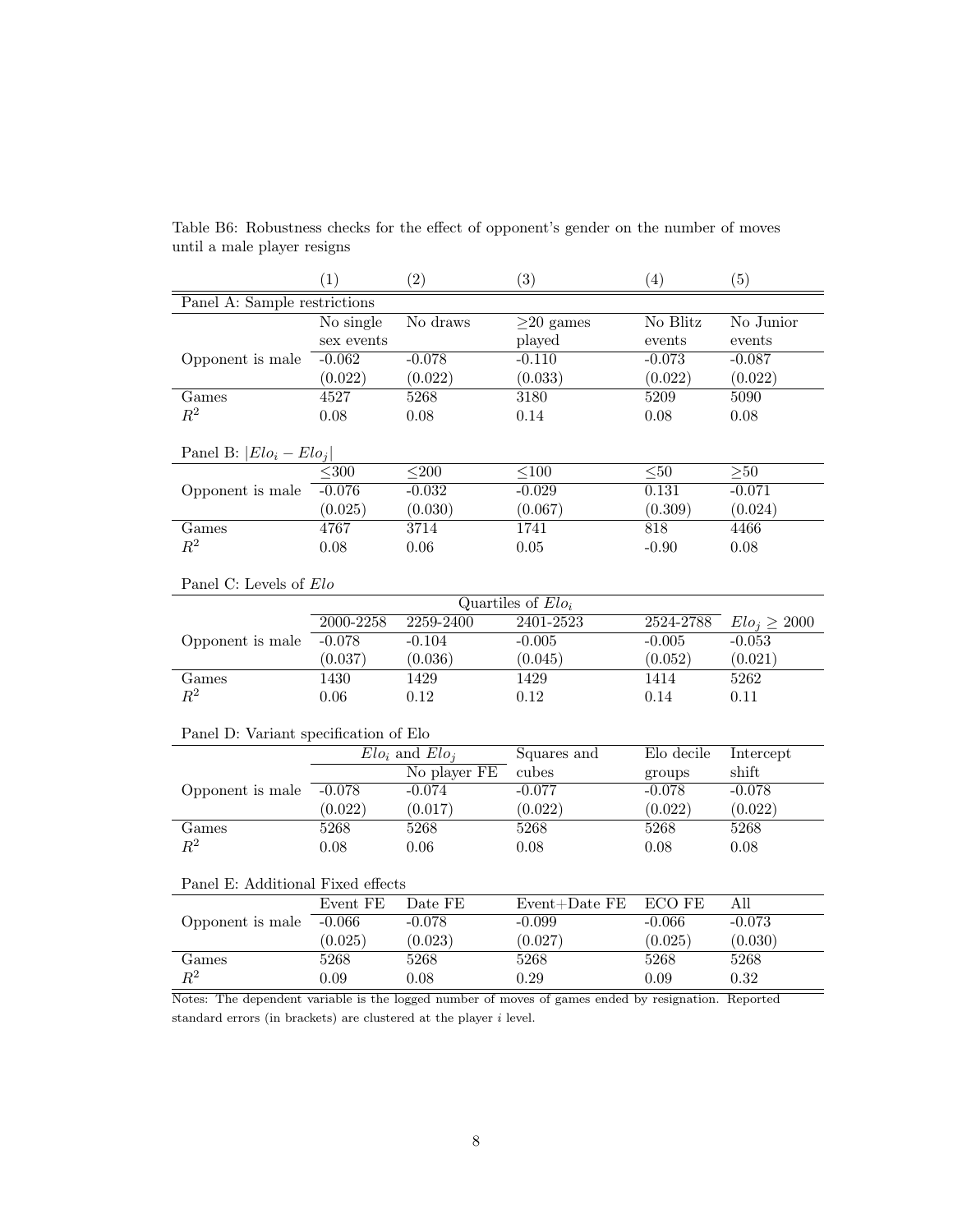Table B6: Robustness checks for the effect of opponent's gender on the number of moves until a male player resigns

| | (1) | (2) | (3) | (4) | (5) |
|---|---|---|---|---|---|
| Panel A: Sample restrictions | | | | | |
| | No single sex events | No draws | ≥20 games played | No Blitz events | No Junior events |
| Opponent is male | -0.062 | -0.078 | -0.110 | -0.073 | -0.087 |
| | (0.022) | (0.022) | (0.033) | (0.022) | (0.022) |
| Games | 4527 | 5268 | 3180 | 5209 | 5090 |
| $R^2$ | 0.08 | 0.08 | 0.14 | 0.08 | 0.08 |
| Panel B: $\|Elo_i - Elo_j\|$ | | | | | |
| | ≤300 | ≤200 | ≤100 | ≤50 | ≥50 |
| Opponent is male | -0.076 | -0.032 | -0.029 | 0.131 | -0.071 |
| | (0.025) | (0.030) | (0.067) | (0.309) | (0.024) |
| Games | 4767 | 3714 | 1741 | 818 | 4466 |
| $R^2$ | 0.08 | 0.06 | 0.05 | -0.90 | 0.08 |
| Panel C: Levels of $Elo$ | | | | | |
| | Quartiles of $Elo_i$ | | | | |
| | 2000-2258 | 2259-2400 | 2401-2523 | 2524-2788 | $Elo_j \geq 2000$ |
| Opponent is male | -0.078 | -0.104 | -0.005 | -0.005 | -0.053 |
| | (0.037) | (0.036) | (0.045) | (0.052) | (0.021) |
| Games | 1430 | 1429 | 1429 | 1414 | 5262 |
| $R^2$ | 0.06 | 0.12 | 0.12 | 0.14 | 0.11 |
| Panel D: Variant specification of Elo | | | | | |
| | $Elo_i$ and $Elo_j$ | | Squares and cubes | Elo decile groups | Intercept shift |
| | | No player FE | | | |
| Opponent is male | -0.078 | -0.074 | -0.077 | -0.078 | -0.078 |
| | (0.022) | (0.017) | (0.022) | (0.022) | (0.022) |
| Games | 5268 | 5268 | 5268 | 5268 | 5268 |
| $R^2$ | 0.08 | 0.06 | 0.08 | 0.08 | 0.08 |
| Panel E: Additional Fixed effects | | | | | |
| | Event FE | Date FE | Event+Date FE | ECO FE | All |
| Opponent is male | -0.066 | -0.078 | -0.099 | -0.066 | -0.073 |
| | (0.025) | (0.023) | (0.027) | (0.025) | (0.030) |
| Games | 5268 | 5268 | 5268 | 5268 | 5268 |
| $R^2$ | 0.09 | 0.08 | 0.29 | 0.09 | 0.32 |

Notes: The dependent variable is the logged number of moves of games ended by resignation. Reported standard errors (in brackets) are clustered at the player $i$ level.